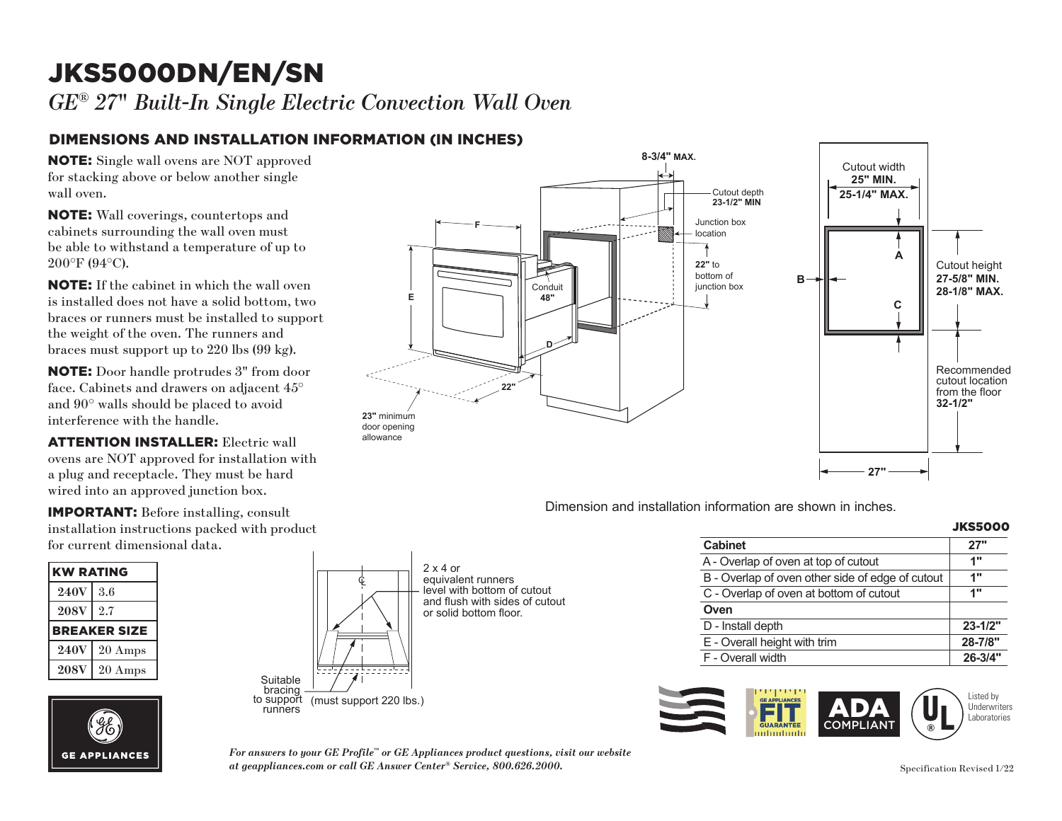# JKS5000DN/EN/SN

*GE® 27" Built-In Single Electric Convection Wall Oven*

## DIMENSIONS AND INSTALLATION INFORMATION (IN INCHES)

**NOTE:** Single wall ovens are NOT approved for stacking above or below another single wall oven.

**NOTE:** Wall coverings, countertops and cabinets surrounding the wall oven must be able to withstand a temperature of up to 200°F (94°C).

**NOTE:** If the cabinet in which the wall oven is installed does not have a solid bottom, two braces or runners must be installed to support the weight of the oven. The runners and braces must support up to 220 lbs (99 kg).

**NOTE:** Door handle protrudes 3" from door face. Cabinets and drawers on adjacent 45° and 90° walls should be placed to avoid interference with the handle.

**ATTENTION INSTALLER:** Electric wall ovens are NOT approved for installation with a plug and receptacle. They must be hard wired into an approved junction box.

**IMPORTANT:** Before installing, consult installation instructions packed with product for current dimensional data.

| KW RATING | |
|---|---|
| 240V | 3.6 |
| 208V | 2.7 |
| **BREAKER SIZE** | |
| 240V | 20 Amps |
| 208V | 20 Amps |

8-3/4" MAX.

Cutout depth 23-1/2" MIN

Junction box location

22" to bottom of junction box

Conduit 48"

F

E

D

22"

23" minimum door opening allowance

Cutout width 25" MIN. 25-1/4" MAX.

A

B

C

Cutout height 27-5/8" MIN. 28-1/8" MAX.

Recommended cutout location from the floor 32-1/2"

27"

2 x 4 or equivalent runners level with bottom of cutout and flush with sides of cutout or solid bottom floor.

Suitable bracing to support runners (must support 220 lbs.)

Dimension and installation information are shown in inches.

| | JKS5000 |
|---|---|
| **Cabinet** | **27"** |
| A - Overlap of oven at top of cutout | 1" |
| B - Overlap of oven other side of edge of cutout | 1" |
| C - Overlap of oven at bottom of cutout | 1" |
| **Oven** | |
| D - Install depth | 23-1/2" |
| E - Overall height with trim | 28-7/8" |
| F - Overall width | 26-3/4" |

GE APPLIANCES FIT GUARANTEE

ADA COMPLIANT

Listed by Underwriters Laboratories

GE APPLIANCES

*For answers to your GE Profile™ or GE Appliances product questions, visit our website at geappliances.com or call GE Answer Center® Service, 800.626.2000.*

Specification Revised 1/22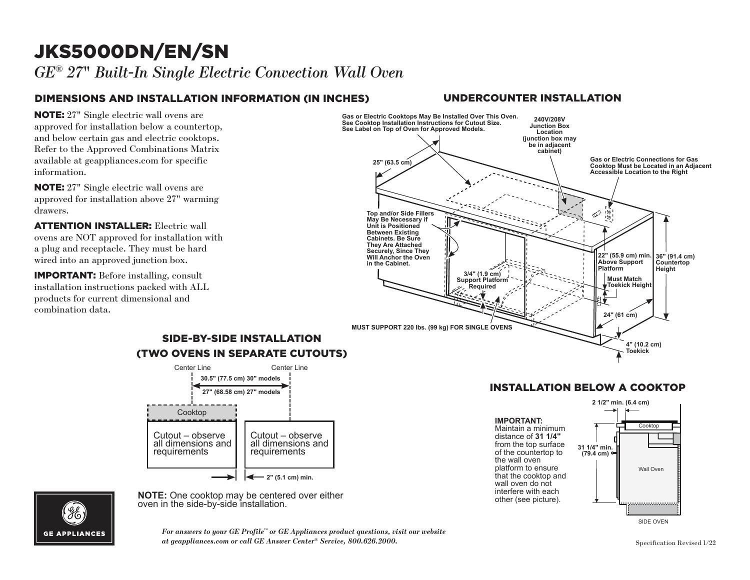# JKS5000DN/EN/SN

*GE® 27" Built-In Single Electric Convection Wall Oven*

## DIMENSIONS AND INSTALLATION INFORMATION (IN INCHES)

**NOTE:** 27" Single electric wall ovens are approved for installation below a countertop, and below certain gas and electric cooktops. Refer to the Approved Combinations Matrix available at geappliances.com for specific information.

**NOTE:** 27" Single electric wall ovens are approved for installation above 27" warming drawers.

**ATTENTION INSTALLER:** Electric wall ovens are NOT approved for installation with a plug and receptacle. They must be hard wired into an approved junction box.

**IMPORTANT:** Before installing, consult installation instructions packed with ALL products for current dimensional and combination data.

## UNDERCOUNTER INSTALLATION

Gas or Electric Cooktops May Be Installed Over This Oven. See Cooktop Installation Instructions for Cutout Size. See Label on Top of Oven for Approved Models.

240V/208V Junction Box Location (junction box may be in adjacent cabinet)

Gas or Electric Connections for Gas Cooktop Must be Located in an Adjacent Accessible Location to the Right

25" (63.5 cm)

Top and/or Side Fillers May Be Necessary if Unit is Positioned Between Existing Cabinets. Be Sure They Are Attached Securely, Since They Will Anchor the Oven in the Cabinet.

3/4" (1.9 cm) Support Platform Required

22" (55.9 cm) min. Above Support Platform

36" (91.4 cm) Countertop Height

Must Match Toekick Height

24" (61 cm)

4" (10.2 cm) Toekick

MUST SUPPORT 220 lbs. (99 kg) FOR SINGLE OVENS

## SIDE-BY-SIDE INSTALLATION (TWO OVENS IN SEPARATE CUTOUTS)

Center Line | Center Line

30.5" (77.5 cm) 30" models

27" (68.58 cm) 27" models

Cooktop

Cutout – observe all dimensions and requirements

Cutout – observe all dimensions and requirements

2" (5.1 cm) min.

**NOTE:** One cooktop may be centered over either oven in the side-by-side installation.

## INSTALLATION BELOW A COOKTOP

**IMPORTANT:**
Maintain a minimum distance of **31 1/4"** from the top surface of the countertop to the wall oven platform to ensure that the cooktop and wall oven do not interfere with each other (see picture).

2 1/2" min. (6.4 cm)

Cooktop

31 1/4" min. (79.4 cm)

Wall Oven

SIDE OVEN

*For answers to your GE Profile™ or GE Appliances product questions, visit our website at geappliances.com or call GE Answer Center® Service, 800.626.2000.*

GE APPLIANCES

Specification Revised 1/22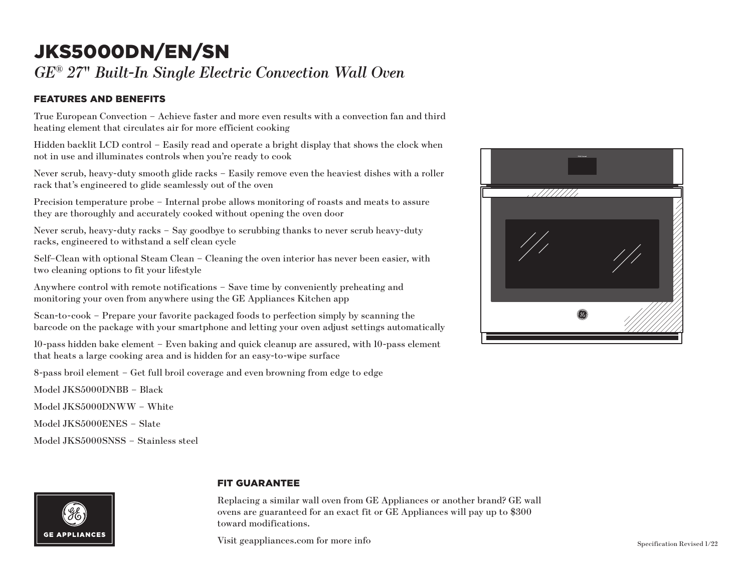# JKS5000DN/EN/SN

*GE® 27" Built-In Single Electric Convection Wall Oven*

## FEATURES AND BENEFITS

True European Convection – Achieve faster and more even results with a convection fan and third heating element that circulates air for more efficient cooking

Hidden backlit LCD control – Easily read and operate a bright display that shows the clock when not in use and illuminates controls when you're ready to cook

Never scrub, heavy-duty smooth glide racks – Easily remove even the heaviest dishes with a roller rack that's engineered to glide seamlessly out of the oven

Precision temperature probe – Internal probe allows monitoring of roasts and meats to assure they are thoroughly and accurately cooked without opening the oven door

Never scrub, heavy-duty racks – Say goodbye to scrubbing thanks to never scrub heavy-duty racks, engineered to withstand a self clean cycle

Self–Clean with optional Steam Clean – Cleaning the oven interior has never been easier, with two cleaning options to fit your lifestyle

Anywhere control with remote notifications – Save time by conveniently preheating and monitoring your oven from anywhere using the GE Appliances Kitchen app

Scan-to-cook – Prepare your favorite packaged foods to perfection simply by scanning the barcode on the package with your smartphone and letting your oven adjust settings automatically

10-pass hidden bake element – Even baking and quick cleanup are assured, with 10-pass element that heats a large cooking area and is hidden for an easy-to-wipe surface

8-pass broil element – Get full broil coverage and even browning from edge to edge

Model JKS5000DNBB – Black

Model JKS5000DNWW – White

Model JKS5000ENES – Slate

Model JKS5000SNSS – Stainless steel

GE APPLIANCES

## FIT GUARANTEE

Replacing a similar wall oven from GE Appliances or another brand? GE wall ovens are guaranteed for an exact fit or GE Appliances will pay up to $300 toward modifications.

Visit geappliances.com for more info

Specification Revised 1/22